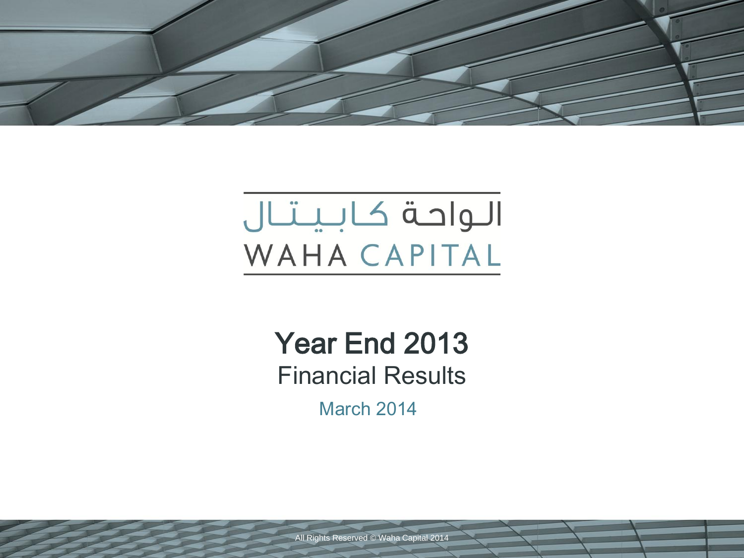الـواحـة كـابـيـتـال

WAHA CAPITAL

# Year End 2013

## Financial Results

March 2014

All Rights Reserved © Waha Capital 2014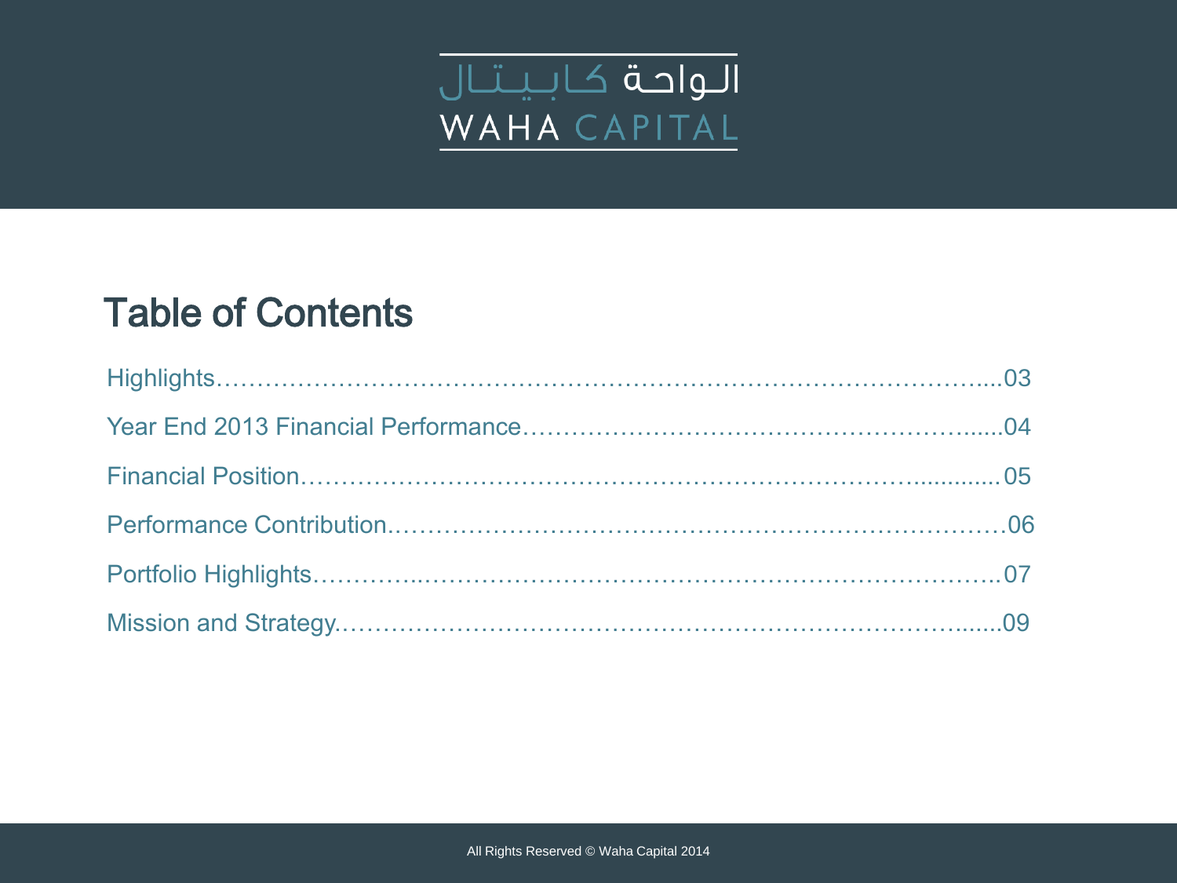الـواحـة كـابـيـتـال

WAHA CAPITAL

# Table of Contents

Highlights……………………………………………………………………………….....03

Year End 2013 Financial Performance……………………………………………......04

Financial Position……………………………………………………………...............05

Performance Contribution.……………………………………………………………06

Portfolio Highlights………...……………………………………………………………..07

Mission and Strategy.………………………………………………………………........09

All Rights Reserved © Waha Capital 2014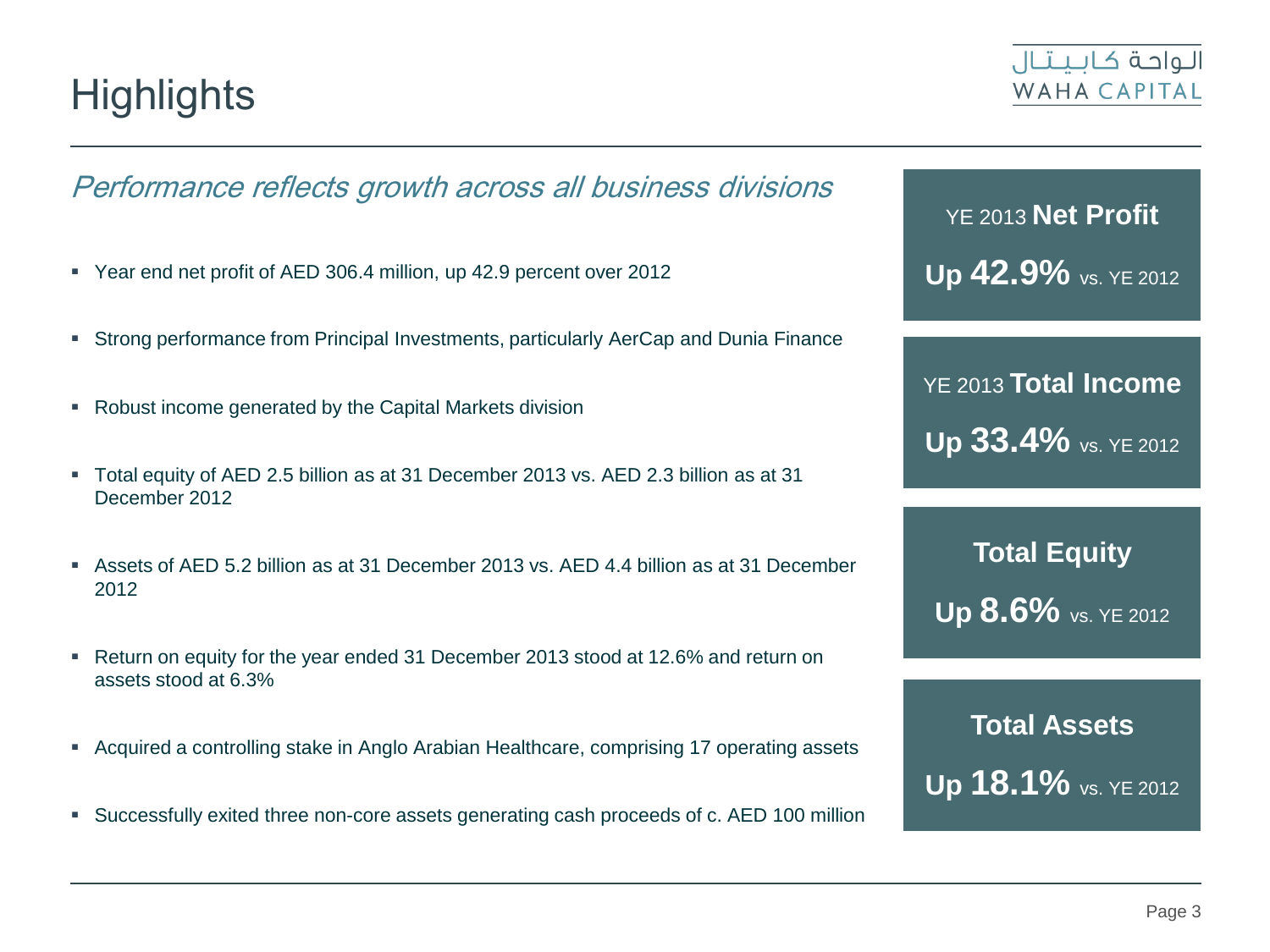# Highlights

*Performance reflects growth across all business divisions*

- Year end net profit of AED 306.4 million, up 42.9 percent over 2012
- Strong performance from Principal Investments, particularly AerCap and Dunia Finance
- Robust income generated by the Capital Markets division
- Total equity of AED 2.5 billion as at 31 December 2013 vs. AED 2.3 billion as at 31 December 2012
- Assets of AED 5.2 billion as at 31 December 2013 vs. AED 4.4 billion as at 31 December 2012
- Return on equity for the year ended 31 December 2013 stood at 12.6% and return on assets stood at 6.3%
- Acquired a controlling stake in Anglo Arabian Healthcare, comprising 17 operating assets
- Successfully exited three non-core assets generating cash proceeds of c. AED 100 million

YE 2013 **Net Profit**

**Up 42.9%** vs. YE 2012

YE 2013 **Total Income**

**Up 33.4%** vs. YE 2012

**Total Equity**

**Up 8.6%** vs. YE 2012

**Total Assets**

**Up 18.1%** vs. YE 2012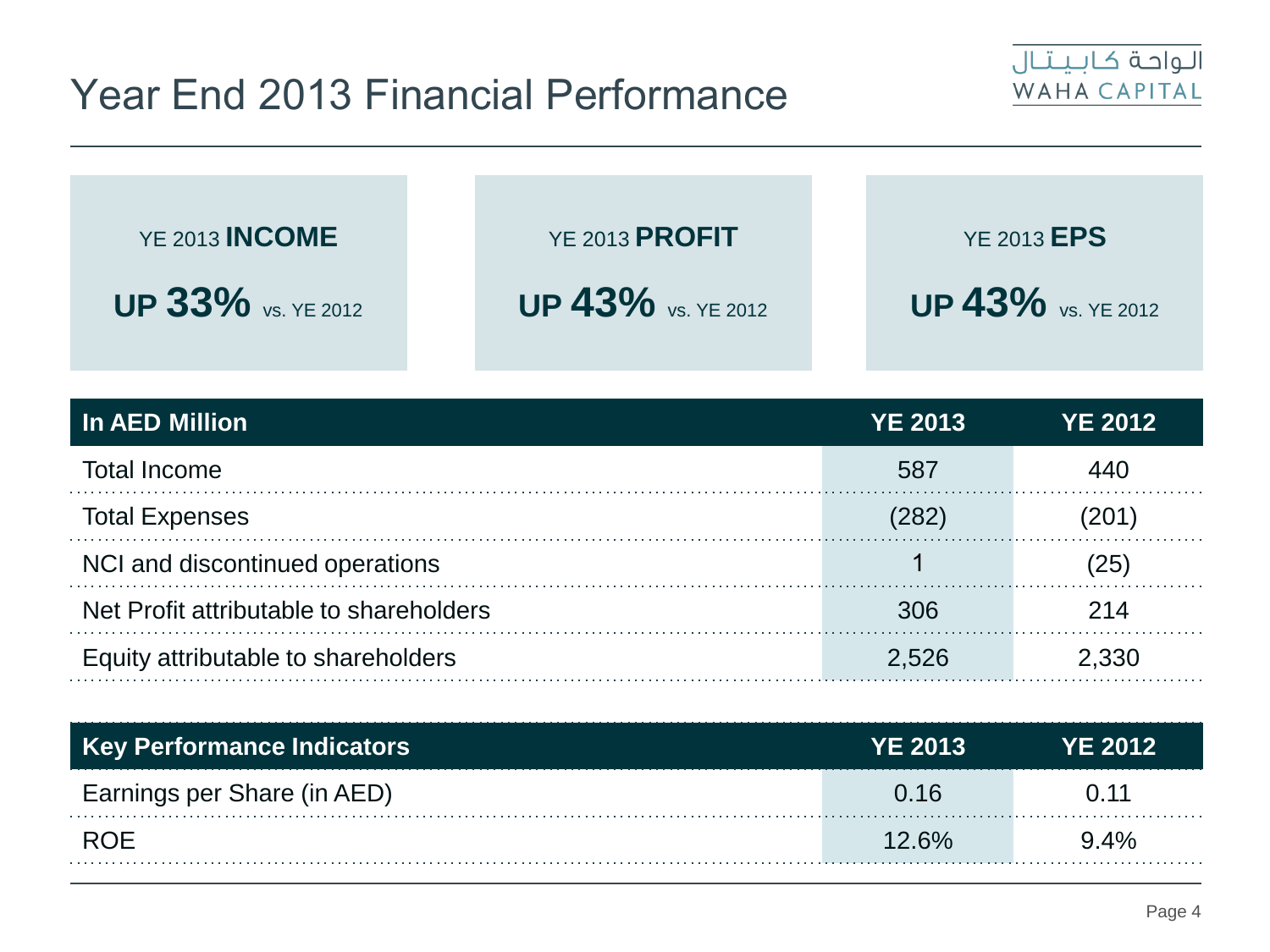# Year End 2013 Financial Performance

YE 2013 **INCOME**

**UP 33%** vs. YE 2012

YE 2013 **PROFIT**

**UP 43%** vs. YE 2012

YE 2013 **EPS**

**UP 43%** vs. YE 2012

| In AED Million | YE 2013 | YE 2012 |
|---|---|---|
| Total Income | 587 | 440 |
| Total Expenses | (282) | (201) |
| NCI and discontinued operations | 1 | (25) |
| Net Profit attributable to shareholders | 306 | 214 |
| Equity attributable to shareholders | 2,526 | 2,330 |

| Key Performance Indicators | YE 2013 | YE 2012 |
|---|---|---|
| Earnings per Share (in AED) | 0.16 | 0.11 |
| ROE | 12.6% | 9.4% |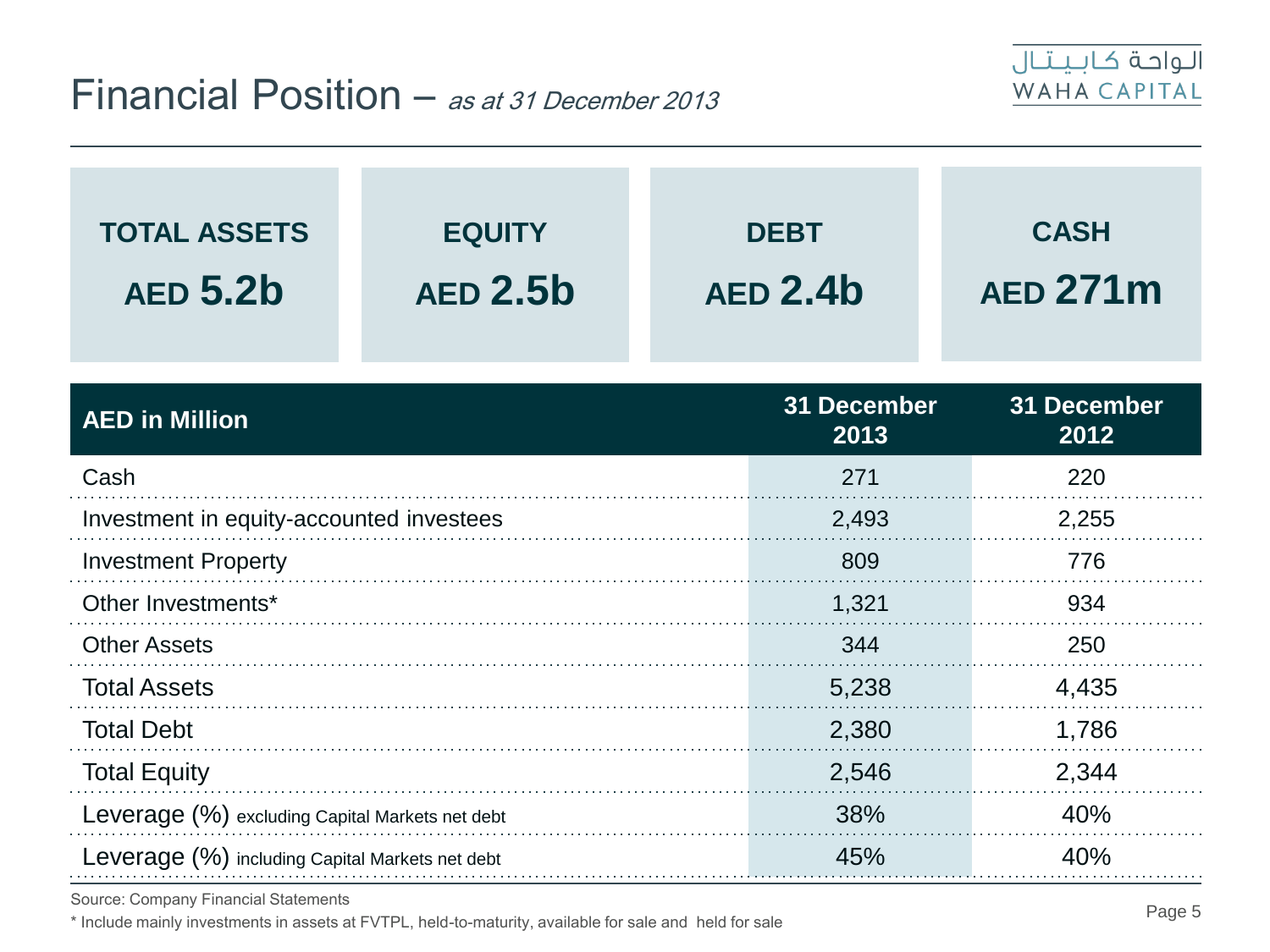# Financial Position – *as at 31 December 2013*

| TOTAL ASSETS | EQUITY | DEBT | CASH |
|---|---|---|---|
| AED **5.2b** | AED **2.5b** | AED **2.4b** | AED **271m** |

| AED in Million | 31 December 2013 | 31 December 2012 |
|---|---|---|
| Cash | 271 | 220 |
| Investment in equity-accounted investees | 2,493 | 2,255 |
| Investment Property | 809 | 776 |
| Other Investments* | 1,321 | 934 |
| Other Assets | 344 | 250 |
| Total Assets | 5,238 | 4,435 |
| Total Debt | 2,380 | 1,786 |
| Total Equity | 2,546 | 2,344 |
| Leverage (%) excluding Capital Markets net debt | 38% | 40% |
| Leverage (%) including Capital Markets net debt | 45% | 40% |

Source: Company Financial Statements

* Include mainly investments in assets at FVTPL, held-to-maturity, available for sale and held for sale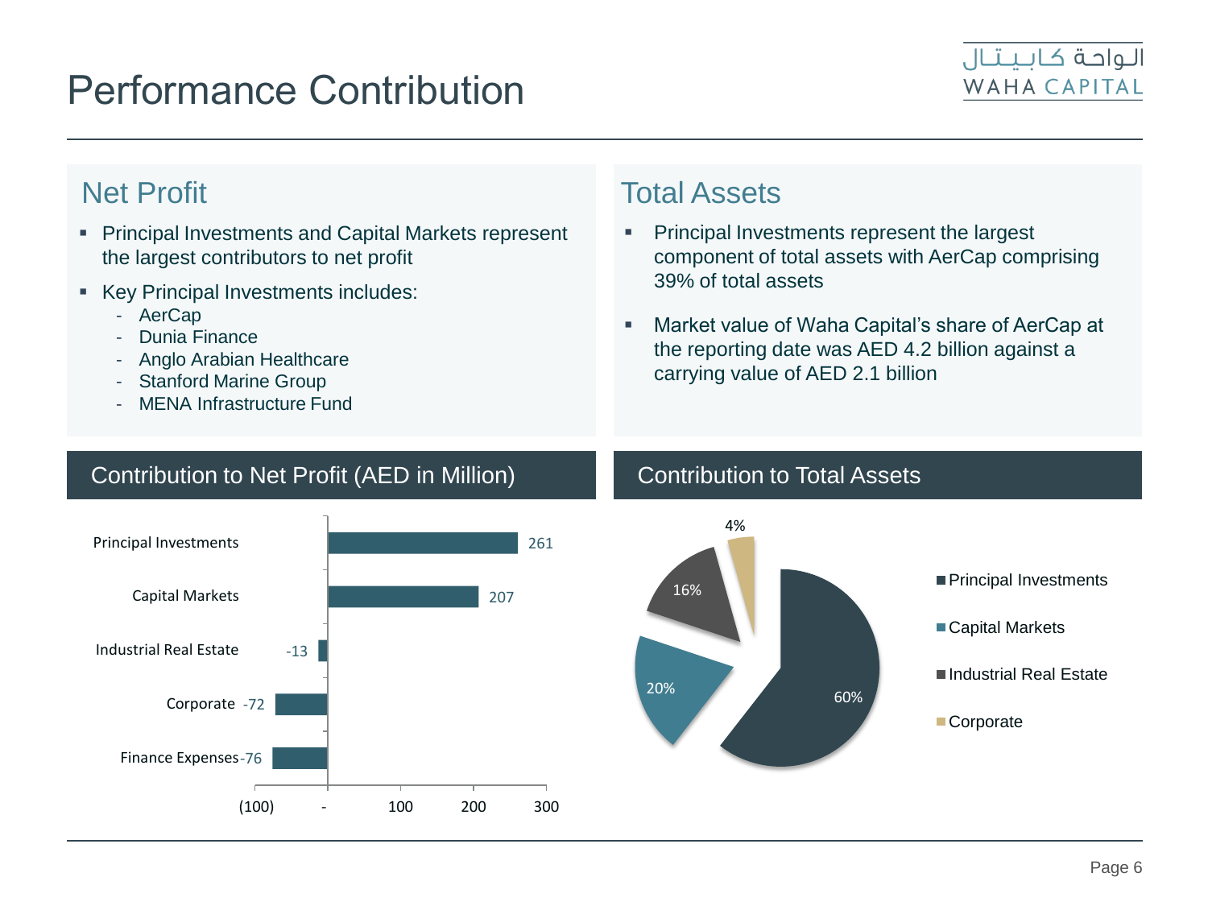# Performance Contribution

## Net Profit

- Principal Investments and Capital Markets represent the largest contributors to net profit
- Key Principal Investments includes:
  - AerCap
  - Dunia Finance
  - Anglo Arabian Healthcare
  - Stanford Marine Group
  - MENA Infrastructure Fund

## Total Assets

- Principal Investments represent the largest component of total assets with AerCap comprising 39% of total assets
- Market value of Waha Capital's share of AerCap at the reporting date was AED 4.2 billion against a carrying value of AED 2.1 billion

## Contribution to Net Profit (AED in Million)

| Segment | AED in Million |
| --- | --- |
| Principal Investments | 261 |
| Capital Markets | 207 |
| Industrial Real Estate | -13 |
| Corporate | -72 |
| Finance Expenses | -76 |

## Contribution to Total Assets

| Segment | Share |
| --- | --- |
| Principal Investments | 60% |
| Capital Markets | 20% |
| Industrial Real Estate | 16% |
| Corporate | 4% |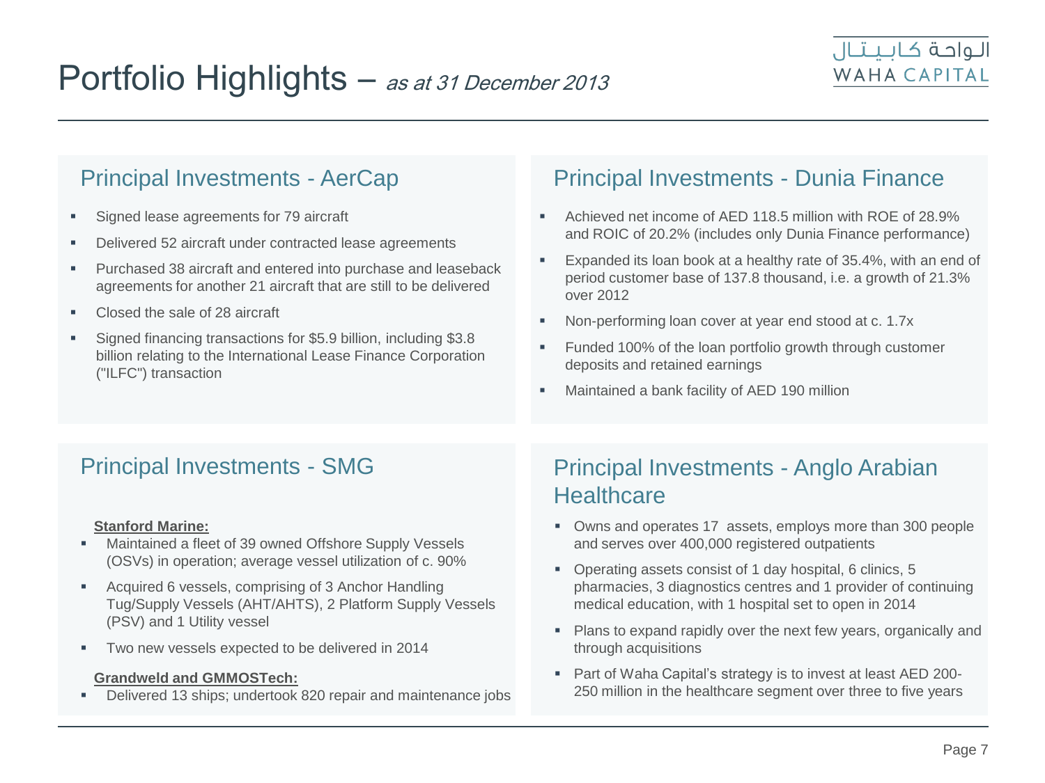# Portfolio Highlights – *as at 31 December 2013*

## Principal Investments - AerCap

- Signed lease agreements for 79 aircraft
- Delivered 52 aircraft under contracted lease agreements
- Purchased 38 aircraft and entered into purchase and leaseback agreements for another 21 aircraft that are still to be delivered
- Closed the sale of 28 aircraft
- Signed financing transactions for $5.9 billion, including $3.8 billion relating to the International Lease Finance Corporation ("ILFC") transaction

## Principal Investments - Dunia Finance

- Achieved net income of AED 118.5 million with ROE of 28.9% and ROIC of 20.2% (includes only Dunia Finance performance)
- Expanded its loan book at a healthy rate of 35.4%, with an end of period customer base of 137.8 thousand, i.e. a growth of 21.3% over 2012
- Non-performing loan cover at year end stood at c. 1.7x
- Funded 100% of the loan portfolio growth through customer deposits and retained earnings
- Maintained a bank facility of AED 190 million

## Principal Investments - SMG

**Stanford Marine:**

- Maintained a fleet of 39 owned Offshore Supply Vessels (OSVs) in operation; average vessel utilization of c. 90%
- Acquired 6 vessels, comprising of 3 Anchor Handling Tug/Supply Vessels (AHT/AHTS), 2 Platform Supply Vessels (PSV) and 1 Utility vessel
- Two new vessels expected to be delivered in 2014

**Grandweld and GMMOSTech:**

- Delivered 13 ships; undertook 820 repair and maintenance jobs

## Principal Investments - Anglo Arabian Healthcare

- Owns and operates 17 assets, employs more than 300 people and serves over 400,000 registered outpatients
- Operating assets consist of 1 day hospital, 6 clinics, 5 pharmacies, 3 diagnostics centres and 1 provider of continuing medical education, with 1 hospital set to open in 2014
- Plans to expand rapidly over the next few years, organically and through acquisitions
- Part of Waha Capital's strategy is to invest at least AED 200-250 million in the healthcare segment over three to five years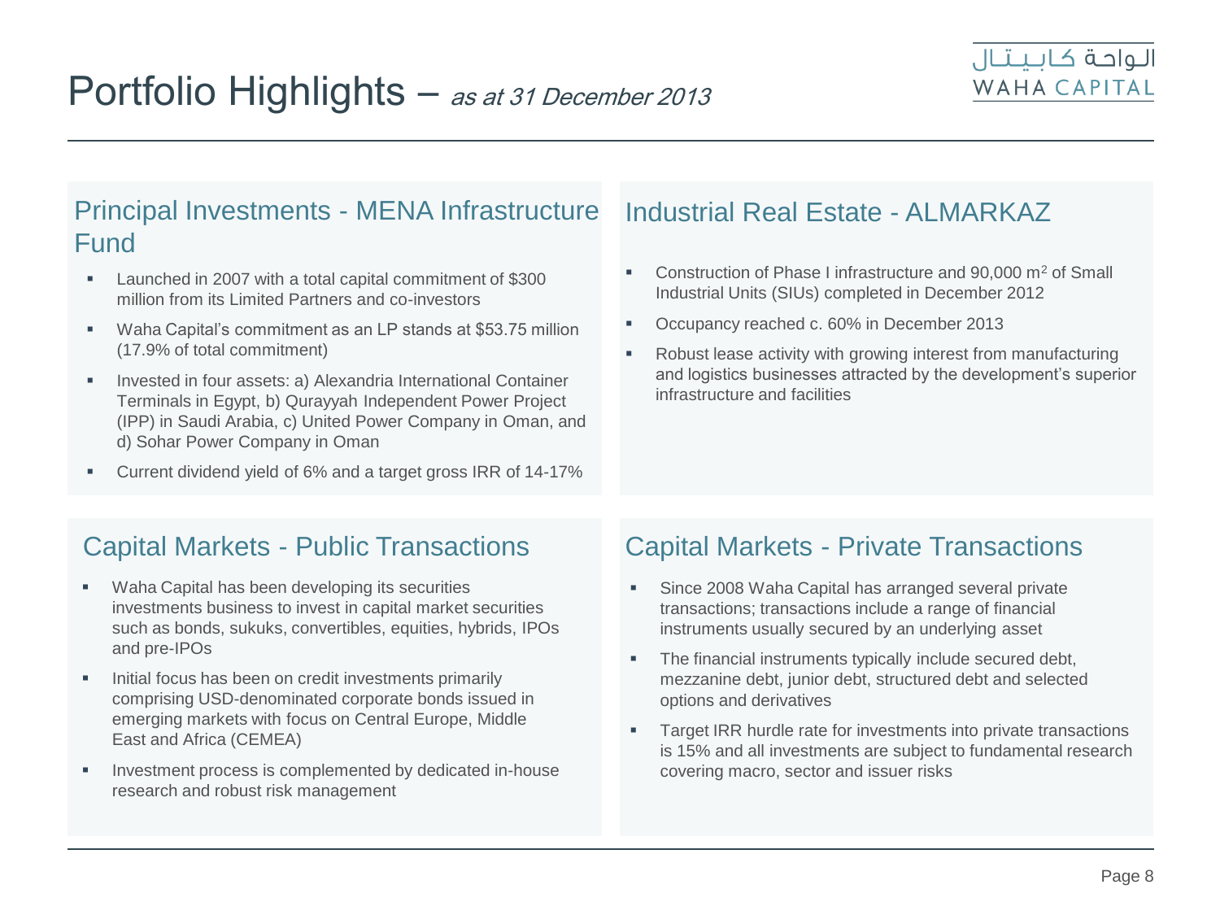# Portfolio Highlights – *as at 31 December 2013*

## Principal Investments - MENA Infrastructure Fund

- Launched in 2007 with a total capital commitment of $300 million from its Limited Partners and co-investors
- Waha Capital's commitment as an LP stands at $53.75 million (17.9% of total commitment)
- Invested in four assets: a) Alexandria International Container Terminals in Egypt, b) Qurayyah Independent Power Project (IPP) in Saudi Arabia, c) United Power Company in Oman, and d) Sohar Power Company in Oman
- Current dividend yield of 6% and a target gross IRR of 14-17%

## Industrial Real Estate - ALMARKAZ

- Construction of Phase I infrastructure and 90,000 $m^2$ of Small Industrial Units (SIUs) completed in December 2012
- Occupancy reached c. 60% in December 2013
- Robust lease activity with growing interest from manufacturing and logistics businesses attracted by the development's superior infrastructure and facilities

## Capital Markets - Public Transactions

- Waha Capital has been developing its securities investments business to invest in capital market securities such as bonds, sukuks, convertibles, equities, hybrids, IPOs and pre-IPOs
- Initial focus has been on credit investments primarily comprising USD-denominated corporate bonds issued in emerging markets with focus on Central Europe, Middle East and Africa (CEMEA)
- Investment process is complemented by dedicated in-house research and robust risk management

## Capital Markets - Private Transactions

- Since 2008 Waha Capital has arranged several private transactions; transactions include a range of financial instruments usually secured by an underlying asset
- The financial instruments typically include secured debt, mezzanine debt, junior debt, structured debt and selected options and derivatives
- Target IRR hurdle rate for investments into private transactions is 15% and all investments are subject to fundamental research covering macro, sector and issuer risks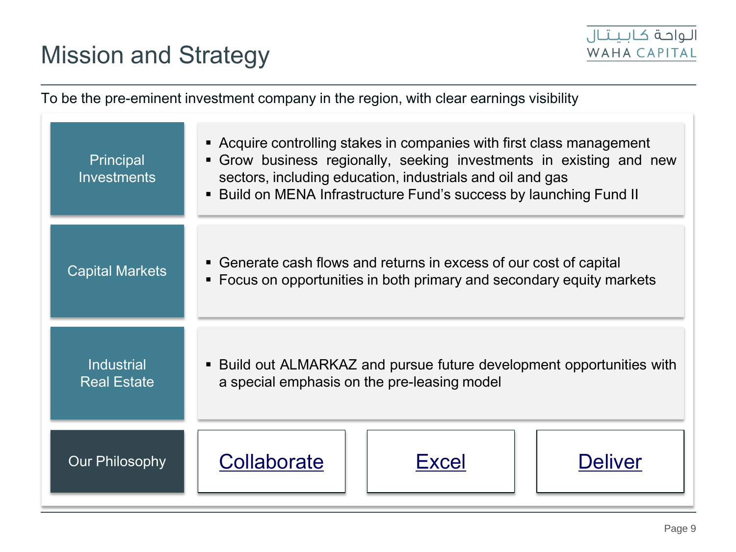# Mission and Strategy

To be the pre-eminent investment company in the region, with clear earnings visibility

## Principal Investments

- Acquire controlling stakes in companies with first class management
- Grow business regionally, seeking investments in existing and new sectors, including education, industrials and oil and gas
- Build on MENA Infrastructure Fund's success by launching Fund II

## Capital Markets

- Generate cash flows and returns in excess of our cost of capital
- Focus on opportunities in both primary and secondary equity markets

## Industrial Real Estate

- Build out ALMARKAZ and pursue future development opportunities with a special emphasis on the pre-leasing model

## Our Philosophy

Collaborate | Excel | Deliver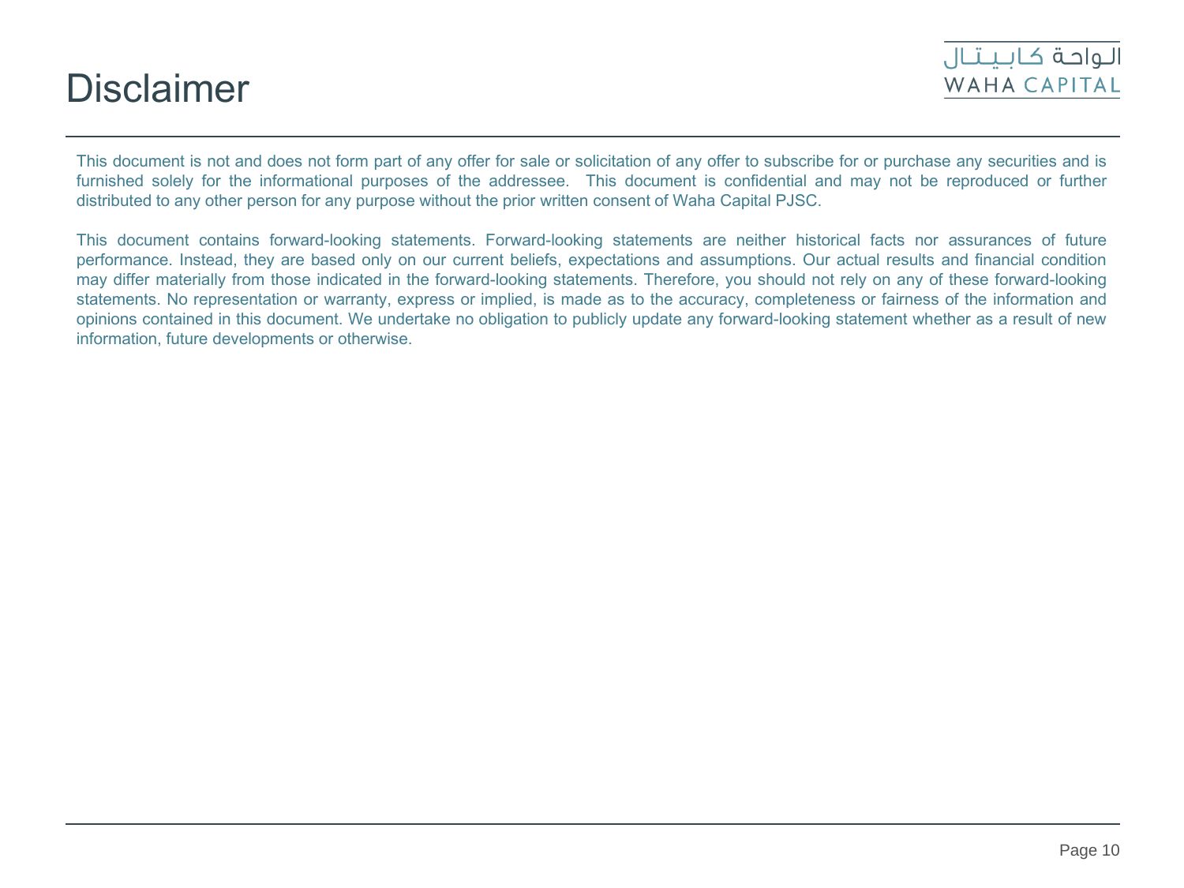# Disclaimer

This document is not and does not form part of any offer for sale or solicitation of any offer to subscribe for or purchase any securities and is furnished solely for the informational purposes of the addressee. This document is confidential and may not be reproduced or further distributed to any other person for any purpose without the prior written consent of Waha Capital PJSC.

This document contains forward-looking statements. Forward-looking statements are neither historical facts nor assurances of future performance. Instead, they are based only on our current beliefs, expectations and assumptions. Our actual results and financial condition may differ materially from those indicated in the forward-looking statements. Therefore, you should not rely on any of these forward-looking statements. No representation or warranty, express or implied, is made as to the accuracy, completeness or fairness of the information and opinions contained in this document. We undertake no obligation to publicly update any forward-looking statement whether as a result of new information, future developments or otherwise.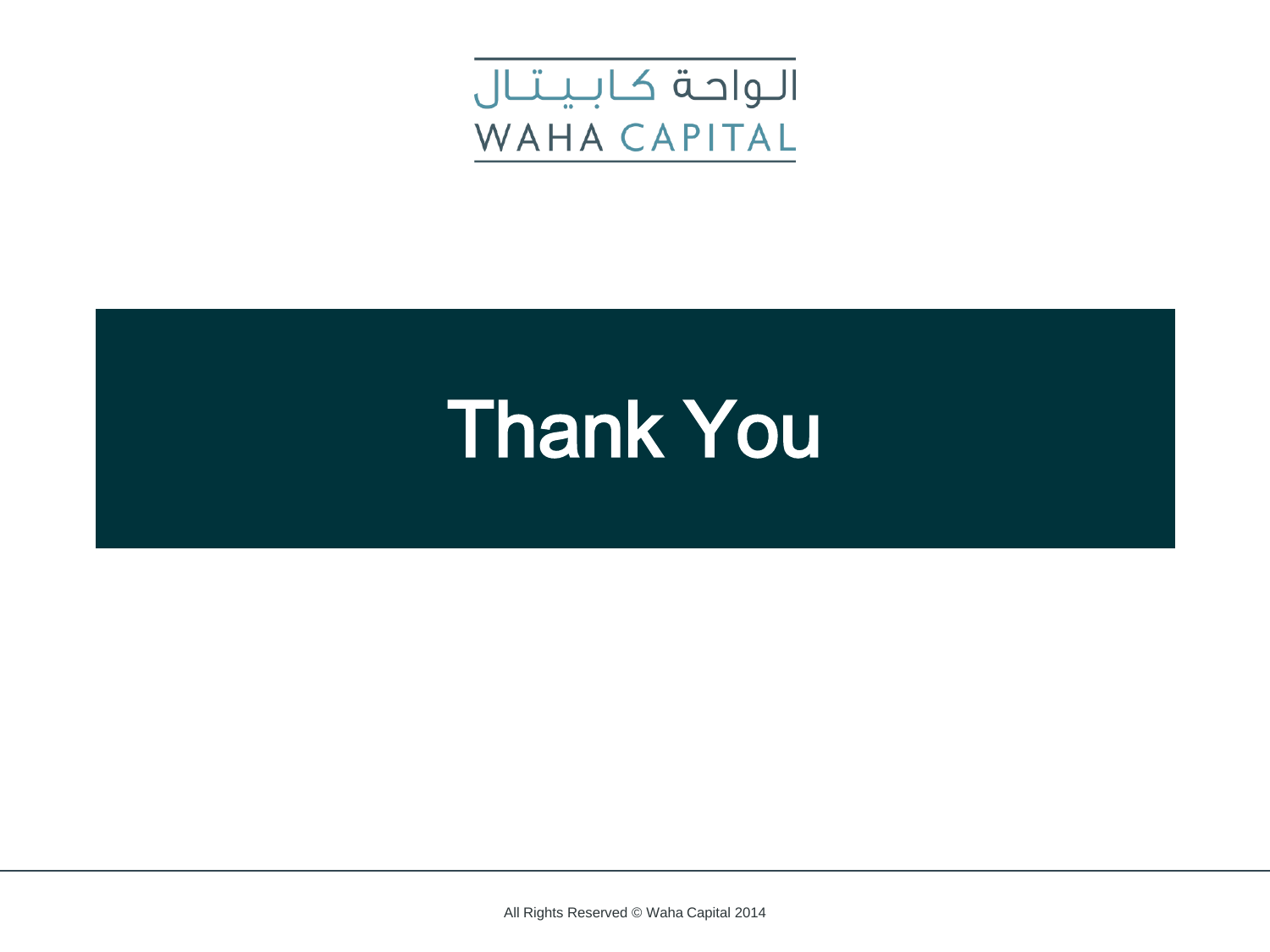الـواحـة كـابـيـتـال

WAHA CAPITAL

# Thank You

All Rights Reserved © Waha Capital 2014